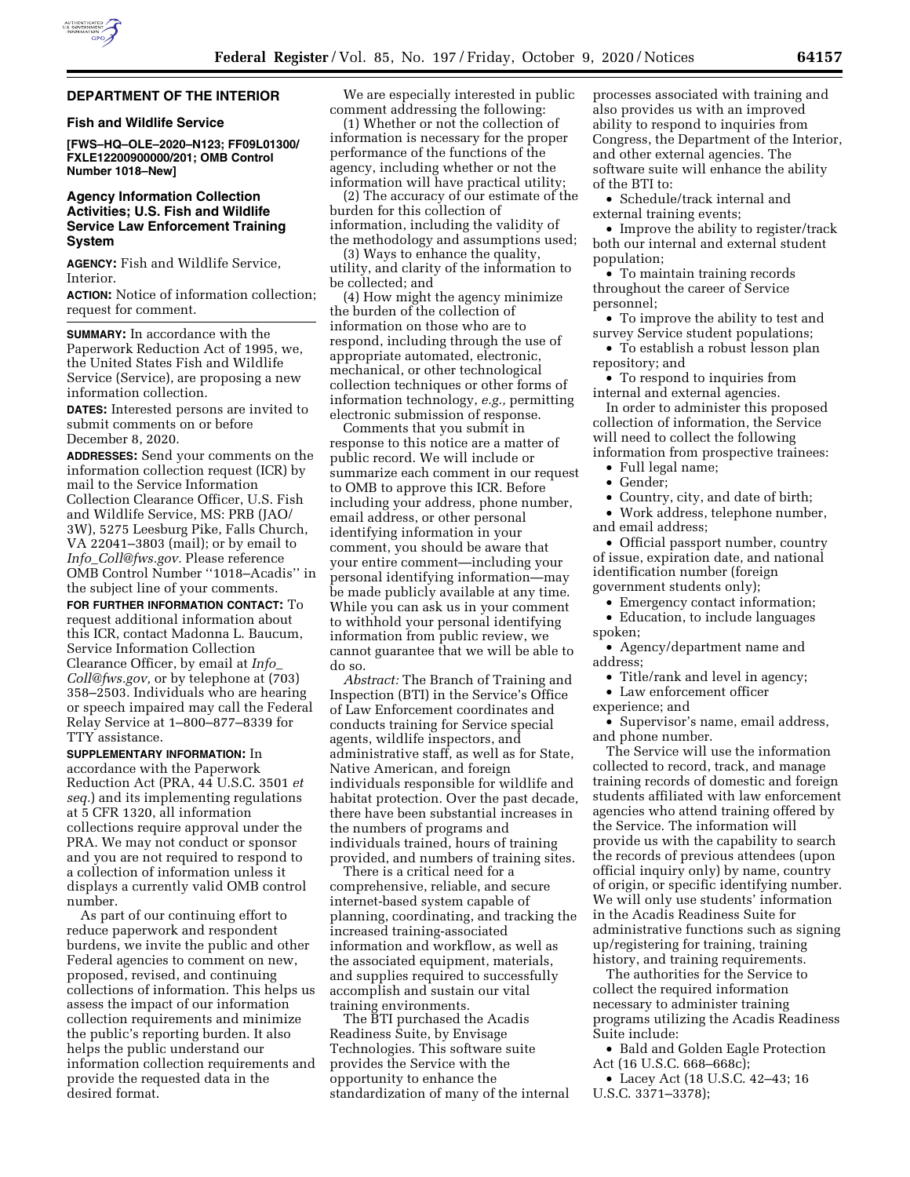## DEPARTMENT OF THE INTERIOR

### Fish and Wildlife Service

**[FWS–HQ–OLE–2020–N123; FF09L01300/ FXLE12200900000/201; OMB Control Number 1018–New]**

### Agency Information Collection Activities; U.S. Fish and Wildlife Service Law Enforcement Training System

**AGENCY:** Fish and Wildlife Service, Interior.

**ACTION:** Notice of information collection; request for comment.

**SUMMARY:** In accordance with the Paperwork Reduction Act of 1995, we, the United States Fish and Wildlife Service (Service), are proposing a new information collection.

**DATES:** Interested persons are invited to submit comments on or before December 8, 2020.

**ADDRESSES:** Send your comments on the information collection request (ICR) by mail to the Service Information Collection Clearance Officer, U.S. Fish and Wildlife Service, MS: PRB (JAO/3W), 5275 Leesburg Pike, Falls Church, VA 22041–3803 (mail); or by email to *Info_Coll@fws.gov.* Please reference OMB Control Number ''1018–Acadis'' in the subject line of your comments.

**FOR FURTHER INFORMATION CONTACT:** To request additional information about this ICR, contact Madonna L. Baucum, Service Information Collection Clearance Officer, by email at *Info_Coll@fws.gov,* or by telephone at (703) 358–2503. Individuals who are hearing or speech impaired may call the Federal Relay Service at 1–800–877–8339 for TTY assistance.

**SUPPLEMENTARY INFORMATION:** In accordance with the Paperwork Reduction Act (PRA, 44 U.S.C. 3501 *et seq.*) and its implementing regulations at 5 CFR 1320, all information collections require approval under the PRA. We may not conduct or sponsor and you are not required to respond to a collection of information unless it displays a currently valid OMB control number.

As part of our continuing effort to reduce paperwork and respondent burdens, we invite the public and other Federal agencies to comment on new, proposed, revised, and continuing collections of information. This helps us assess the impact of our information collection requirements and minimize the public's reporting burden. It also helps the public understand our information collection requirements and provide the requested data in the desired format.

We are especially interested in public comment addressing the following:

(1) Whether or not the collection of information is necessary for the proper performance of the functions of the agency, including whether or not the information will have practical utility;

(2) The accuracy of our estimate of the burden for this collection of information, including the validity of the methodology and assumptions used;

(3) Ways to enhance the quality, utility, and clarity of the information to be collected; and

(4) How might the agency minimize the burden of the collection of information on those who are to respond, including through the use of appropriate automated, electronic, mechanical, or other technological collection techniques or other forms of information technology, *e.g.,* permitting electronic submission of response.

Comments that you submit in response to this notice are a matter of public record. We will include or summarize each comment in our request to OMB to approve this ICR. Before including your address, phone number, email address, or other personal identifying information in your comment, you should be aware that your entire comment—including your personal identifying information—may be made publicly available at any time. While you can ask us in your comment to withhold your personal identifying information from public review, we cannot guarantee that we will be able to do so.

*Abstract:* The Branch of Training and Inspection (BTI) in the Service's Office of Law Enforcement coordinates and conducts training for Service special agents, wildlife inspectors, and administrative staff, as well as for State, Native American, and foreign individuals responsible for wildlife and habitat protection. Over the past decade, there have been substantial increases in the numbers of programs and individuals trained, hours of training provided, and numbers of training sites.

There is a critical need for a comprehensive, reliable, and secure internet-based system capable of planning, coordinating, and tracking the increased training-associated information and workflow, as well as the associated equipment, materials, and supplies required to successfully accomplish and sustain our vital training environments.

The BTI purchased the Acadis Readiness Suite, by Envisage Technologies. This software suite provides the Service with the opportunity to enhance the standardization of many of the internal processes associated with training and also provides us with an improved ability to respond to inquiries from Congress, the Department of the Interior, and other external agencies. The software suite will enhance the ability of the BTI to:

- Schedule/track internal and external training events;
- Improve the ability to register/track both our internal and external student population;
- To maintain training records throughout the career of Service personnel;
- To improve the ability to test and survey Service student populations;
- To establish a robust lesson plan repository; and
- To respond to inquiries from internal and external agencies.

In order to administer this proposed collection of information, the Service will need to collect the following information from prospective trainees:

- Full legal name;
- Gender;
- Country, city, and date of birth;
- Work address, telephone number, and email address;
- Official passport number, country of issue, expiration date, and national identification number (foreign government students only);
- Emergency contact information;
- Education, to include languages spoken;
- Agency/department name and address;
- Title/rank and level in agency;
- Law enforcement officer experience; and
- Supervisor's name, email address, and phone number.

The Service will use the information collected to record, track, and manage training records of domestic and foreign students affiliated with law enforcement agencies who attend training offered by the Service. The information will provide us with the capability to search the records of previous attendees (upon official inquiry only) by name, country of origin, or specific identifying number. We will only use students' information in the Acadis Readiness Suite for administrative functions such as signing up/registering for training, training history, and training requirements.

The authorities for the Service to collect the required information necessary to administer training programs utilizing the Acadis Readiness Suite include:

- Bald and Golden Eagle Protection Act (16 U.S.C. 668–668c);
- Lacey Act (18 U.S.C. 42–43; 16 U.S.C. 3371–3378);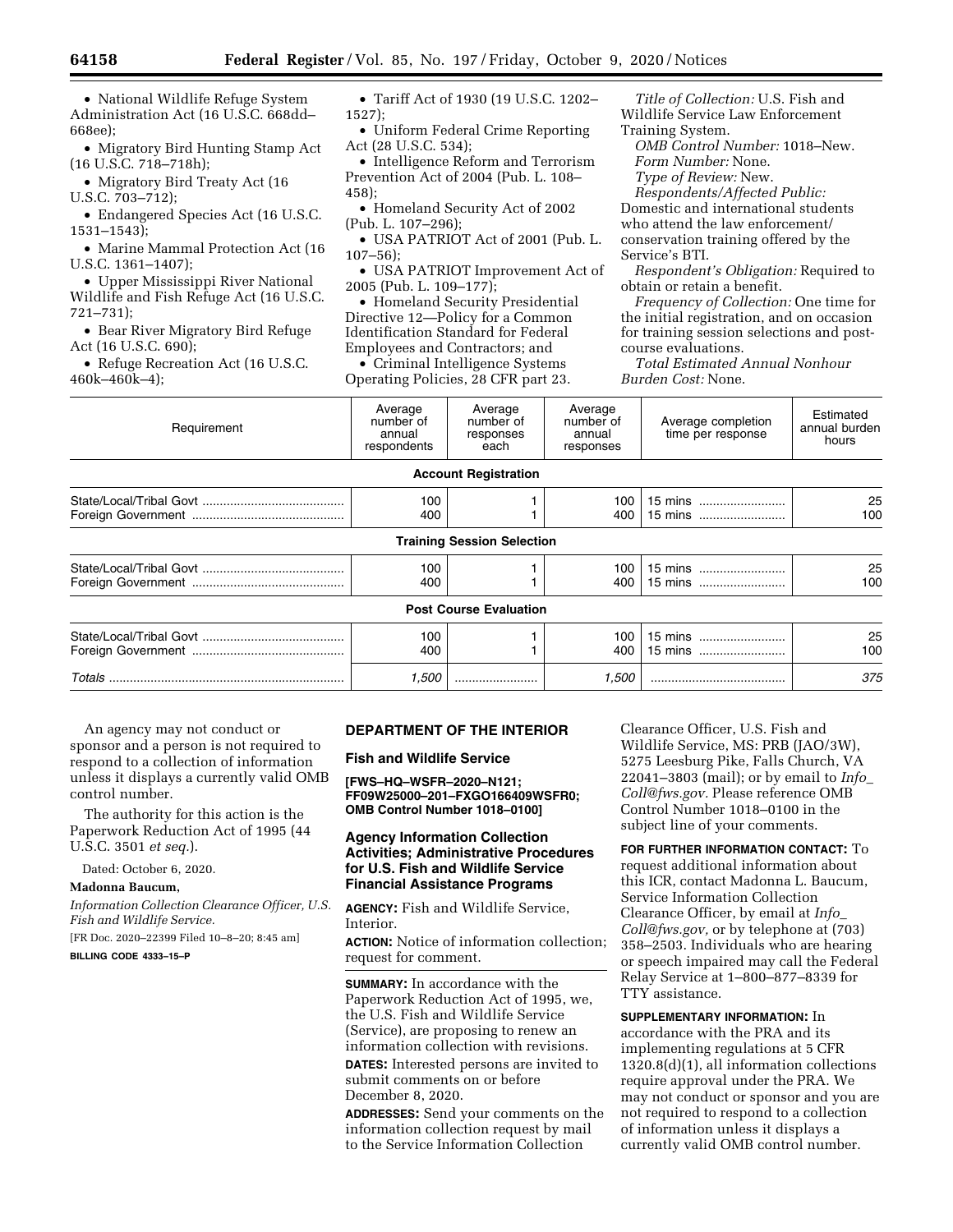- National Wildlife Refuge System Administration Act (16 U.S.C. 668dd–668ee);
- Migratory Bird Hunting Stamp Act (16 U.S.C. 718–718h);
- Migratory Bird Treaty Act (16 U.S.C. 703–712);
- Endangered Species Act (16 U.S.C. 1531–1543);
- Marine Mammal Protection Act (16 U.S.C. 1361–1407);
- Upper Mississippi River National Wildlife and Fish Refuge Act (16 U.S.C. 721–731);
- Bear River Migratory Bird Refuge Act (16 U.S.C. 690);
- Refuge Recreation Act (16 U.S.C. 460k–460k–4);
- Tariff Act of 1930 (19 U.S.C. 1202–1527);
- Uniform Federal Crime Reporting Act (28 U.S.C. 534);
- Intelligence Reform and Terrorism Prevention Act of 2004 (Pub. L. 108–458);
- Homeland Security Act of 2002 (Pub. L. 107–296);
- USA PATRIOT Act of 2001 (Pub. L. 107–56);
- USA PATRIOT Improvement Act of 2005 (Pub. L. 109–177);
- Homeland Security Presidential Directive 12—Policy for a Common Identification Standard for Federal Employees and Contractors; and
- Criminal Intelligence Systems Operating Policies, 28 CFR part 23.

*Title of Collection:* U.S. Fish and Wildlife Service Law Enforcement Training System.

*OMB Control Number:* 1018–New.

*Form Number:* None.

*Type of Review:* New.

*Respondents/Affected Public:* Domestic and international students who attend the law enforcement/conservation training offered by the Service's BTI.

*Respondent's Obligation:* Required to obtain or retain a benefit.

*Frequency of Collection:* One time for the initial registration, and on occasion for training session selections and post-course evaluations.

*Total Estimated Annual Nonhour Burden Cost:* None.

| Requirement | Average number of annual respondents | Average number of responses each | Average number of annual responses | Average completion time per response | Estimated annual burden hours |
|---|---|---|---|---|---|
| **Account Registration** | | | | | |
| State/Local/Tribal Govt | 100 | 1 | 100 | 15 mins | 25 |
| Foreign Government | 400 | 1 | 400 | 15 mins | 100 |
| **Training Session Selection** | | | | | |
| State/Local/Tribal Govt | 100 | 1 | 100 | 15 mins | 25 |
| Foreign Government | 400 | 1 | 400 | 15 mins | 100 |
| **Post Course Evaluation** | | | | | |
| State/Local/Tribal Govt | 100 | 1 | 100 | 15 mins | 25 |
| Foreign Government | 400 | 1 | 400 | 15 mins | 100 |
| *Totals* | *1,500* | | *1,500* | | *375* |

An agency may not conduct or sponsor and a person is not required to respond to a collection of information unless it displays a currently valid OMB control number.

The authority for this action is the Paperwork Reduction Act of 1995 (44 U.S.C. 3501 *et seq.*).

Dated: October 6, 2020.

**Madonna Baucum,**

*Information Collection Clearance Officer, U.S. Fish and Wildlife Service.*

[FR Doc. 2020–22399 Filed 10–8–20; 8:45 am]

**BILLING CODE 4333–15–P**

## DEPARTMENT OF THE INTERIOR

### Fish and Wildlife Service

**[FWS–HQ–WSFR–2020–N121; FF09W25000–201–FXGO166409WSFR0; OMB Control Number 1018–0100]**

### Agency Information Collection Activities; Administrative Procedures for U.S. Fish and Wildlife Service Financial Assistance Programs

**AGENCY:** Fish and Wildlife Service, Interior.

**ACTION:** Notice of information collection; request for comment.

**SUMMARY:** In accordance with the Paperwork Reduction Act of 1995, we, the U.S. Fish and Wildlife Service (Service), are proposing to renew an information collection with revisions.

**DATES:** Interested persons are invited to submit comments on or before December 8, 2020.

**ADDRESSES:** Send your comments on the information collection request by mail to the Service Information Collection Clearance Officer, U.S. Fish and Wildlife Service, MS: PRB (JAO/3W), 5275 Leesburg Pike, Falls Church, VA 22041–3803 (mail); or by email to *Info_Coll@fws.gov.* Please reference OMB Control Number 1018–0100 in the subject line of your comments.

**FOR FURTHER INFORMATION CONTACT:** To request additional information about this ICR, contact Madonna L. Baucum, Service Information Collection Clearance Officer, by email at *Info_Coll@fws.gov,* or by telephone at (703) 358–2503. Individuals who are hearing or speech impaired may call the Federal Relay Service at 1–800–877–8339 for TTY assistance.

**SUPPLEMENTARY INFORMATION:** In accordance with the PRA and its implementing regulations at 5 CFR 1320.8(d)(1), all information collections require approval under the PRA. We may not conduct or sponsor and you are not required to respond to a collection of information unless it displays a currently valid OMB control number.